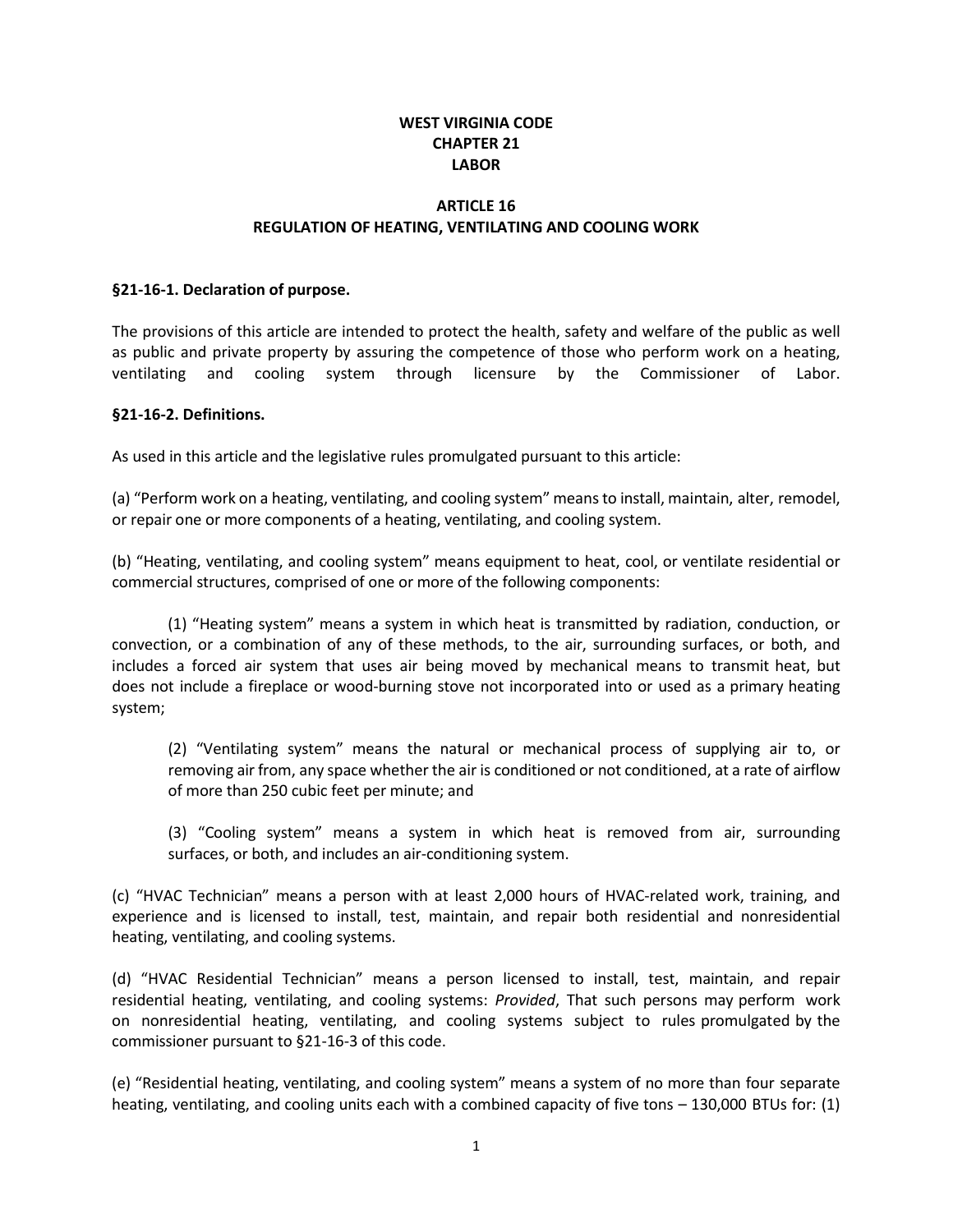# WEST VIRGINIA CODE
# CHAPTER 21
# LABOR

## ARTICLE 16
## REGULATION OF HEATING, VENTILATING AND COOLING WORK

### §21-16-1. Declaration of purpose.

The provisions of this article are intended to protect the health, safety and welfare of the public as well as public and private property by assuring the competence of those who perform work on a heating, ventilating and cooling system through licensure by the Commissioner of Labor.

### §21-16-2. Definitions.

As used in this article and the legislative rules promulgated pursuant to this article:

(a) "Perform work on a heating, ventilating, and cooling system" means to install, maintain, alter, remodel, or repair one or more components of a heating, ventilating, and cooling system.

(b) "Heating, ventilating, and cooling system" means equipment to heat, cool, or ventilate residential or commercial structures, comprised of one or more of the following components:

(1) "Heating system" means a system in which heat is transmitted by radiation, conduction, or convection, or a combination of any of these methods, to the air, surrounding surfaces, or both, and includes a forced air system that uses air being moved by mechanical means to transmit heat, but does not include a fireplace or wood-burning stove not incorporated into or used as a primary heating system;

(2) "Ventilating system" means the natural or mechanical process of supplying air to, or removing air from, any space whether the air is conditioned or not conditioned, at a rate of airflow of more than 250 cubic feet per minute; and

(3) "Cooling system" means a system in which heat is removed from air, surrounding surfaces, or both, and includes an air-conditioning system.

(c) "HVAC Technician" means a person with at least 2,000 hours of HVAC-related work, training, and experience and is licensed to install, test, maintain, and repair both residential and nonresidential heating, ventilating, and cooling systems.

(d) "HVAC Residential Technician" means a person licensed to install, test, maintain, and repair residential heating, ventilating, and cooling systems: *Provided*, That such persons may perform work on nonresidential heating, ventilating, and cooling systems subject to rules promulgated by the commissioner pursuant to §21-16-3 of this code.

(e) "Residential heating, ventilating, and cooling system" means a system of no more than four separate heating, ventilating, and cooling units each with a combined capacity of five tons – 130,000 BTUs for: (1)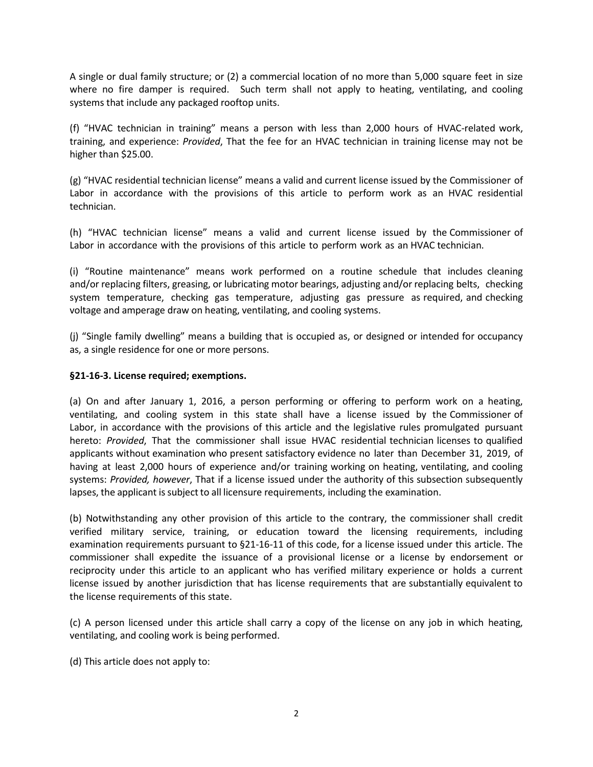A single or dual family structure; or (2) a commercial location of no more than 5,000 square feet in size where no fire damper is required. Such term shall not apply to heating, ventilating, and cooling systems that include any packaged rooftop units.

(f) "HVAC technician in training" means a person with less than 2,000 hours of HVAC-related work, training, and experience: *Provided*, That the fee for an HVAC technician in training license may not be higher than $25.00.

(g) "HVAC residential technician license" means a valid and current license issued by the Commissioner of Labor in accordance with the provisions of this article to perform work as an HVAC residential technician.

(h) "HVAC technician license" means a valid and current license issued by the Commissioner of Labor in accordance with the provisions of this article to perform work as an HVAC technician.

(i) "Routine maintenance" means work performed on a routine schedule that includes cleaning and/or replacing filters, greasing, or lubricating motor bearings, adjusting and/or replacing belts, checking system temperature, checking gas temperature, adjusting gas pressure as required, and checking voltage and amperage draw on heating, ventilating, and cooling systems.

(j) "Single family dwelling" means a building that is occupied as, or designed or intended for occupancy as, a single residence for one or more persons.

**§21-16-3. License required; exemptions.**

(a) On and after January 1, 2016, a person performing or offering to perform work on a heating, ventilating, and cooling system in this state shall have a license issued by the Commissioner of Labor, in accordance with the provisions of this article and the legislative rules promulgated pursuant hereto: *Provided*, That the commissioner shall issue HVAC residential technician licenses to qualified applicants without examination who present satisfactory evidence no later than December 31, 2019, of having at least 2,000 hours of experience and/or training working on heating, ventilating, and cooling systems: *Provided, however*, That if a license issued under the authority of this subsection subsequently lapses, the applicant is subject to all licensure requirements, including the examination.

(b) Notwithstanding any other provision of this article to the contrary, the commissioner shall credit verified military service, training, or education toward the licensing requirements, including examination requirements pursuant to §21-16-11 of this code, for a license issued under this article. The commissioner shall expedite the issuance of a provisional license or a license by endorsement or reciprocity under this article to an applicant who has verified military experience or holds a current license issued by another jurisdiction that has license requirements that are substantially equivalent to the license requirements of this state.

(c) A person licensed under this article shall carry a copy of the license on any job in which heating, ventilating, and cooling work is being performed.

(d) This article does not apply to: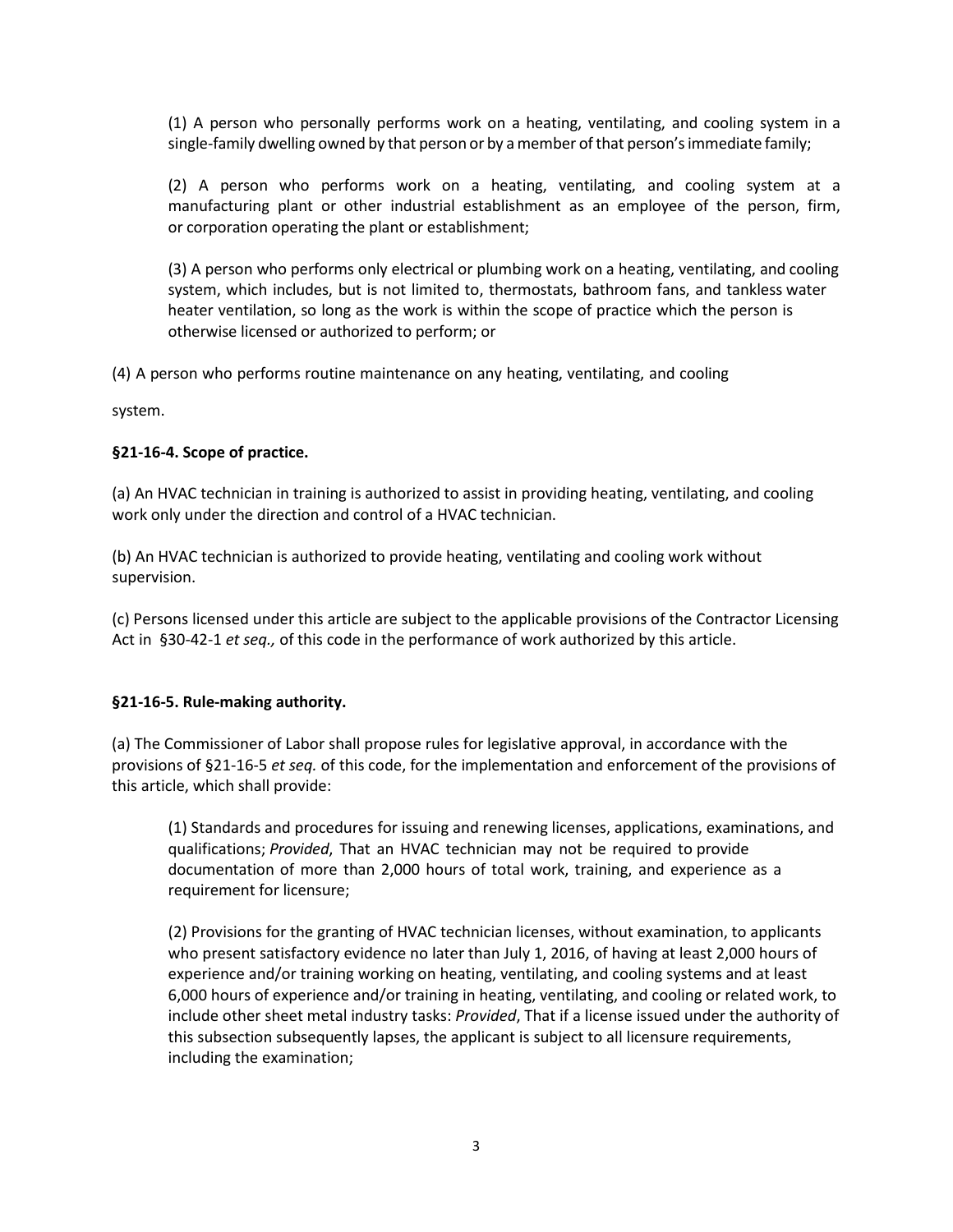(1) A person who personally performs work on a heating, ventilating, and cooling system in a single-family dwelling owned by that person or by a member of that person's immediate family;

(2) A person who performs work on a heating, ventilating, and cooling system at a manufacturing plant or other industrial establishment as an employee of the person, firm, or corporation operating the plant or establishment;

(3) A person who performs only electrical or plumbing work on a heating, ventilating, and cooling system, which includes, but is not limited to, thermostats, bathroom fans, and tankless water heater ventilation, so long as the work is within the scope of practice which the person is otherwise licensed or authorized to perform; or

(4) A person who performs routine maintenance on any heating, ventilating, and cooling system.

**§21-16-4. Scope of practice.**

(a) An HVAC technician in training is authorized to assist in providing heating, ventilating, and cooling work only under the direction and control of a HVAC technician.

(b) An HVAC technician is authorized to provide heating, ventilating and cooling work without supervision.

(c) Persons licensed under this article are subject to the applicable provisions of the Contractor Licensing Act in §30-42-1 *et seq.,* of this code in the performance of work authorized by this article.

**§21-16-5. Rule-making authority.**

(a) The Commissioner of Labor shall propose rules for legislative approval, in accordance with the provisions of §21-16-5 *et seq.* of this code, for the implementation and enforcement of the provisions of this article, which shall provide:

(1) Standards and procedures for issuing and renewing licenses, applications, examinations, and qualifications; *Provided*, That an HVAC technician may not be required to provide documentation of more than 2,000 hours of total work, training, and experience as a requirement for licensure;

(2) Provisions for the granting of HVAC technician licenses, without examination, to applicants who present satisfactory evidence no later than July 1, 2016, of having at least 2,000 hours of experience and/or training working on heating, ventilating, and cooling systems and at least 6,000 hours of experience and/or training in heating, ventilating, and cooling or related work, to include other sheet metal industry tasks: *Provided*, That if a license issued under the authority of this subsection subsequently lapses, the applicant is subject to all licensure requirements, including the examination;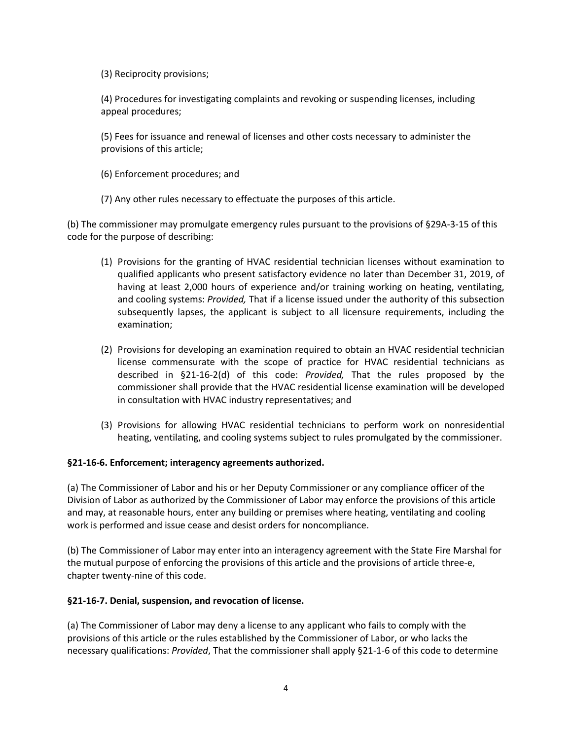(3) Reciprocity provisions;

(4) Procedures for investigating complaints and revoking or suspending licenses, including appeal procedures;

(5) Fees for issuance and renewal of licenses and other costs necessary to administer the provisions of this article;

(6) Enforcement procedures; and

(7) Any other rules necessary to effectuate the purposes of this article.

(b) The commissioner may promulgate emergency rules pursuant to the provisions of §29A-3-15 of this code for the purpose of describing:

(1) Provisions for the granting of HVAC residential technician licenses without examination to qualified applicants who present satisfactory evidence no later than December 31, 2019, of having at least 2,000 hours of experience and/or training working on heating, ventilating, and cooling systems: *Provided,* That if a license issued under the authority of this subsection subsequently lapses, the applicant is subject to all licensure requirements, including the examination;

(2) Provisions for developing an examination required to obtain an HVAC residential technician license commensurate with the scope of practice for HVAC residential technicians as described in §21-16-2(d) of this code: *Provided,* That the rules proposed by the commissioner shall provide that the HVAC residential license examination will be developed in consultation with HVAC industry representatives; and

(3) Provisions for allowing HVAC residential technicians to perform work on nonresidential heating, ventilating, and cooling systems subject to rules promulgated by the commissioner.

**§21-16-6. Enforcement; interagency agreements authorized.**

(a) The Commissioner of Labor and his or her Deputy Commissioner or any compliance officer of the Division of Labor as authorized by the Commissioner of Labor may enforce the provisions of this article and may, at reasonable hours, enter any building or premises where heating, ventilating and cooling work is performed and issue cease and desist orders for noncompliance.

(b) The Commissioner of Labor may enter into an interagency agreement with the State Fire Marshal for the mutual purpose of enforcing the provisions of this article and the provisions of article three-e, chapter twenty-nine of this code.

**§21-16-7. Denial, suspension, and revocation of license.**

(a) The Commissioner of Labor may deny a license to any applicant who fails to comply with the provisions of this article or the rules established by the Commissioner of Labor, or who lacks the necessary qualifications: *Provided*, That the commissioner shall apply §21-1-6 of this code to determine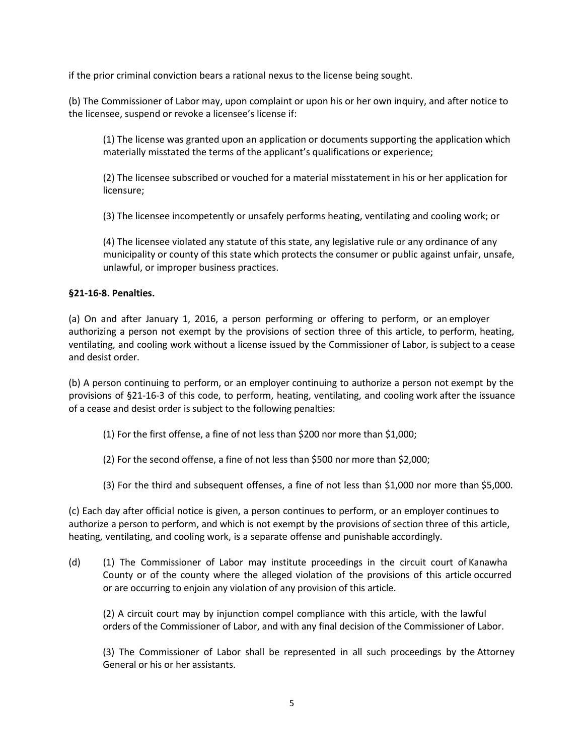if the prior criminal conviction bears a rational nexus to the license being sought.

(b) The Commissioner of Labor may, upon complaint or upon his or her own inquiry, and after notice to the licensee, suspend or revoke a licensee's license if:

(1) The license was granted upon an application or documents supporting the application which materially misstated the terms of the applicant's qualifications or experience;

(2) The licensee subscribed or vouched for a material misstatement in his or her application for licensure;

(3) The licensee incompetently or unsafely performs heating, ventilating and cooling work; or

(4) The licensee violated any statute of this state, any legislative rule or any ordinance of any municipality or county of this state which protects the consumer or public against unfair, unsafe, unlawful, or improper business practices.

**§21-16-8. Penalties.**

(a) On and after January 1, 2016, a person performing or offering to perform, or an employer authorizing a person not exempt by the provisions of section three of this article, to perform, heating, ventilating, and cooling work without a license issued by the Commissioner of Labor, is subject to a cease and desist order.

(b) A person continuing to perform, or an employer continuing to authorize a person not exempt by the provisions of §21-16-3 of this code, to perform, heating, ventilating, and cooling work after the issuance of a cease and desist order is subject to the following penalties:

(1) For the first offense, a fine of not less than $200 nor more than $1,000;

(2) For the second offense, a fine of not less than $500 nor more than $2,000;

(3) For the third and subsequent offenses, a fine of not less than $1,000 nor more than $5,000.

(c) Each day after official notice is given, a person continues to perform, or an employer continues to authorize a person to perform, and which is not exempt by the provisions of section three of this article, heating, ventilating, and cooling work, is a separate offense and punishable accordingly.

(d) (1) The Commissioner of Labor may institute proceedings in the circuit court of Kanawha County or of the county where the alleged violation of the provisions of this article occurred or are occurring to enjoin any violation of any provision of this article.

(2) A circuit court may by injunction compel compliance with this article, with the lawful orders of the Commissioner of Labor, and with any final decision of the Commissioner of Labor.

(3) The Commissioner of Labor shall be represented in all such proceedings by the Attorney General or his or her assistants.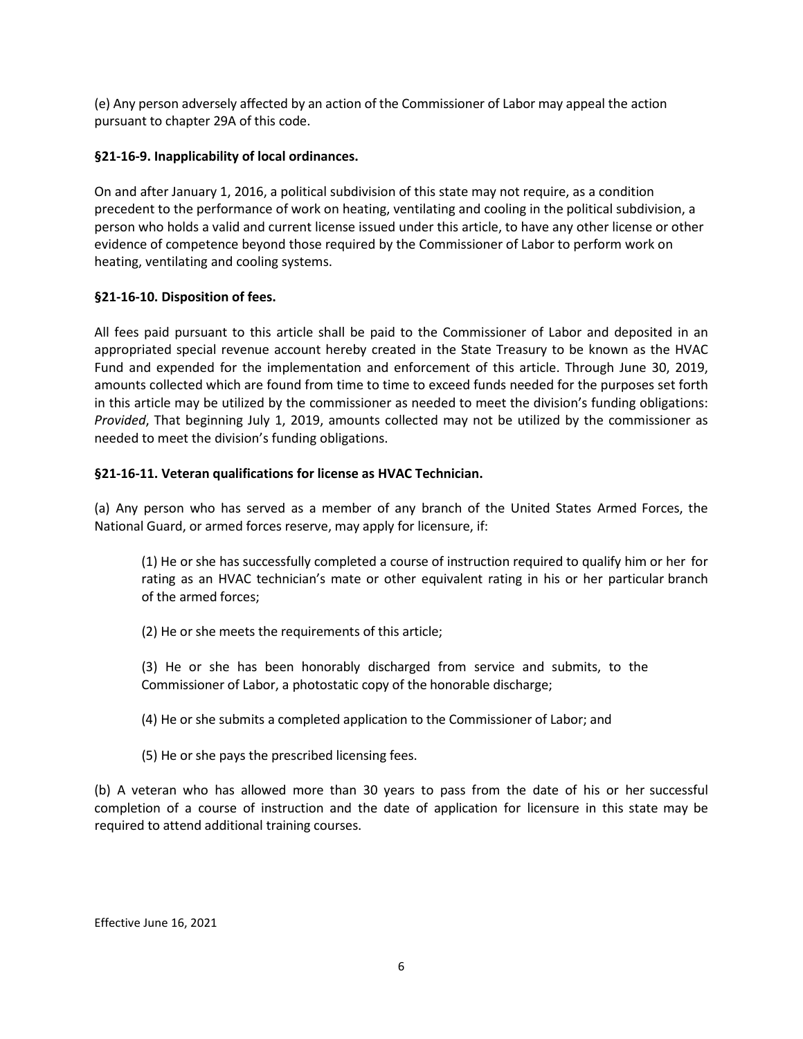(e) Any person adversely affected by an action of the Commissioner of Labor may appeal the action pursuant to chapter 29A of this code.

**§21-16-9. Inapplicability of local ordinances.**

On and after January 1, 2016, a political subdivision of this state may not require, as a condition precedent to the performance of work on heating, ventilating and cooling in the political subdivision, a person who holds a valid and current license issued under this article, to have any other license or other evidence of competence beyond those required by the Commissioner of Labor to perform work on heating, ventilating and cooling systems.

**§21-16-10. Disposition of fees.**

All fees paid pursuant to this article shall be paid to the Commissioner of Labor and deposited in an appropriated special revenue account hereby created in the State Treasury to be known as the HVAC Fund and expended for the implementation and enforcement of this article. Through June 30, 2019, amounts collected which are found from time to time to exceed funds needed for the purposes set forth in this article may be utilized by the commissioner as needed to meet the division's funding obligations: *Provided*, That beginning July 1, 2019, amounts collected may not be utilized by the commissioner as needed to meet the division's funding obligations.

**§21-16-11. Veteran qualifications for license as HVAC Technician.**

(a) Any person who has served as a member of any branch of the United States Armed Forces, the National Guard, or armed forces reserve, may apply for licensure, if:

(1) He or she has successfully completed a course of instruction required to qualify him or her for rating as an HVAC technician's mate or other equivalent rating in his or her particular branch of the armed forces;

(2) He or she meets the requirements of this article;

(3) He or she has been honorably discharged from service and submits, to the Commissioner of Labor, a photostatic copy of the honorable discharge;

(4) He or she submits a completed application to the Commissioner of Labor; and

(5) He or she pays the prescribed licensing fees.

(b) A veteran who has allowed more than 30 years to pass from the date of his or her successful completion of a course of instruction and the date of application for licensure in this state may be required to attend additional training courses.

Effective June 16, 2021